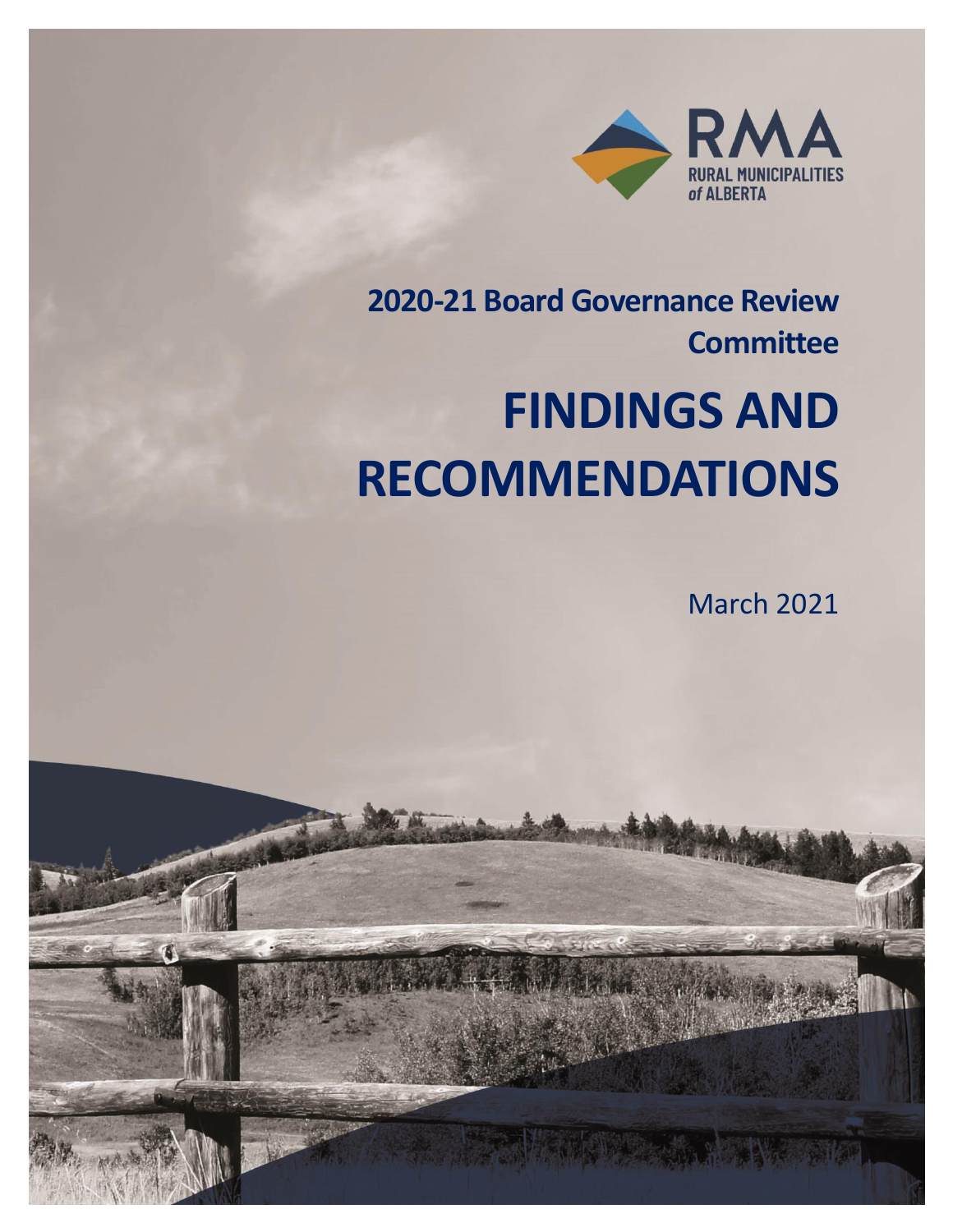RMA
RURAL MUNICIPALITIES of ALBERTA

**2020-21 Board Governance Review Committee**

# FINDINGS AND RECOMMENDATIONS

March 2021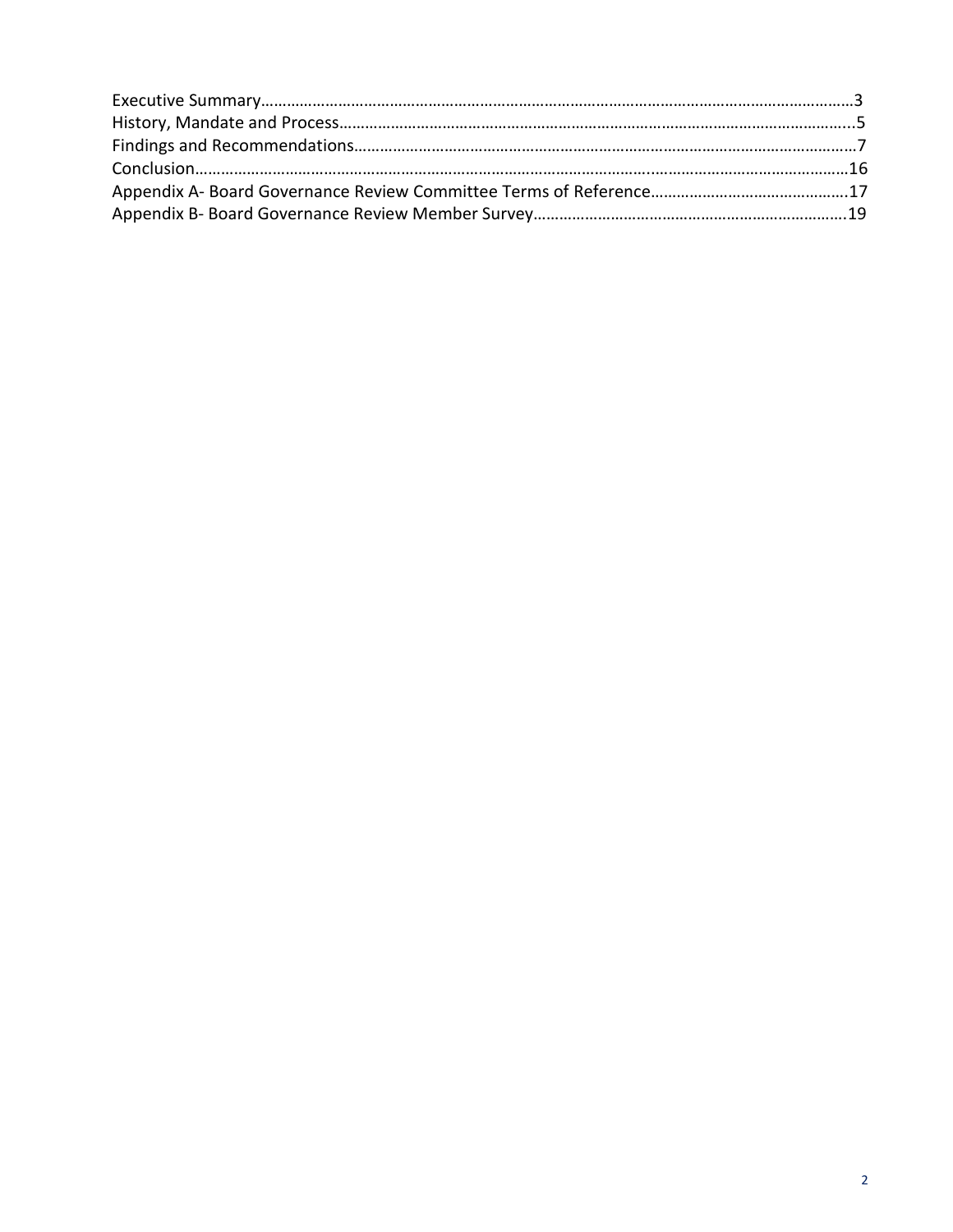Executive Summary……………………………………………………………………………………………………………………3
History, Mandate and Process…………………………………………………………………………………………………...5
Findings and Recommendations…………………………………………………………………………………………………7
Conclusion………………………………………………………………………………………..…………………………………………16
Appendix A- Board Governance Review Committee Terms of Reference………………………………………..17
Appendix B- Board Governance Review Member Survey……………………………………………………………….19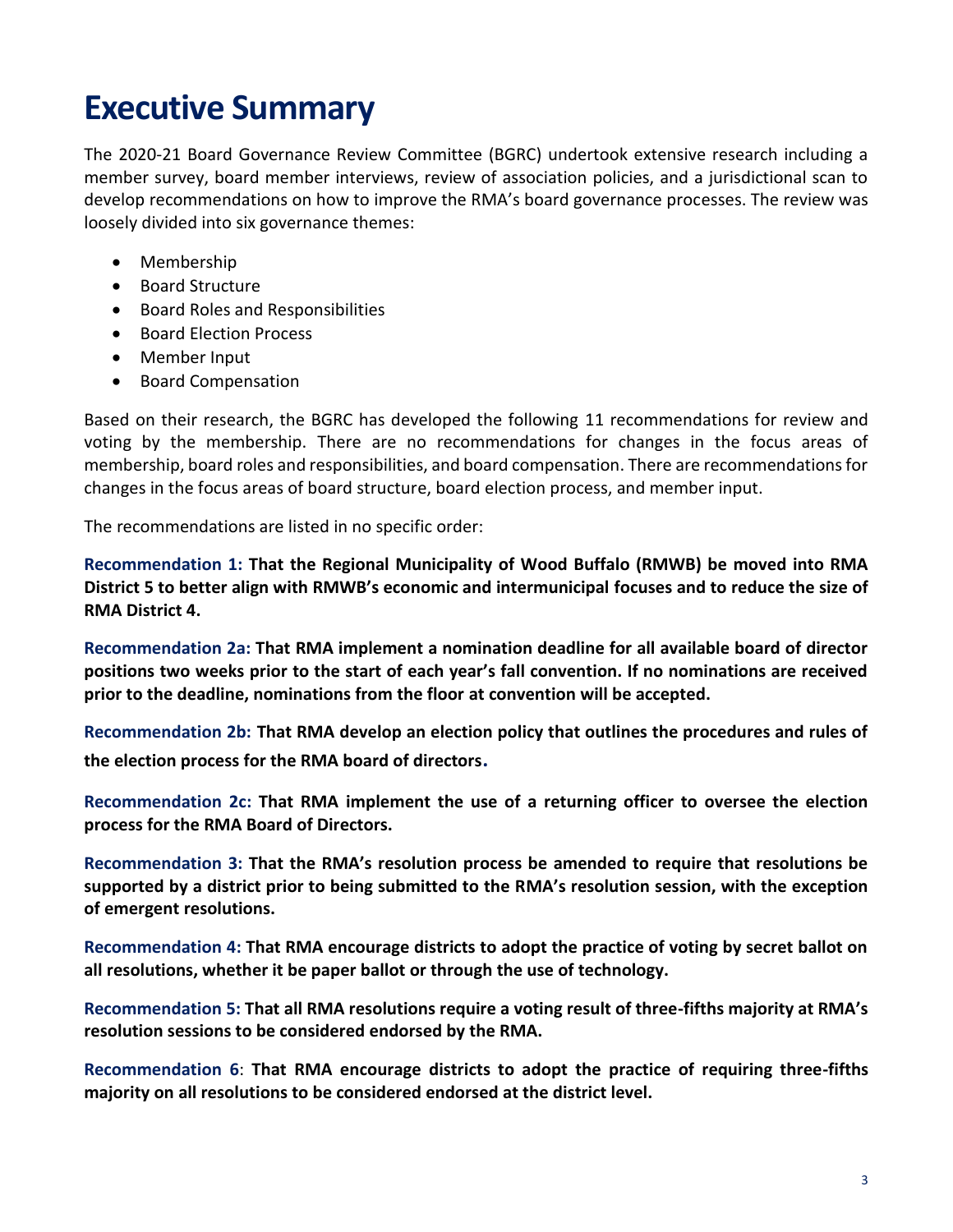# Executive Summary

The 2020-21 Board Governance Review Committee (BGRC) undertook extensive research including a member survey, board member interviews, review of association policies, and a jurisdictional scan to develop recommendations on how to improve the RMA's board governance processes. The review was loosely divided into six governance themes:

- Membership
- Board Structure
- Board Roles and Responsibilities
- Board Election Process
- Member Input
- Board Compensation

Based on their research, the BGRC has developed the following 11 recommendations for review and voting by the membership. There are no recommendations for changes in the focus areas of membership, board roles and responsibilities, and board compensation. There are recommendations for changes in the focus areas of board structure, board election process, and member input.

The recommendations are listed in no specific order:

**Recommendation 1: That the Regional Municipality of Wood Buffalo (RMWB) be moved into RMA District 5 to better align with RMWB's economic and intermunicipal focuses and to reduce the size of RMA District 4.**

**Recommendation 2a: That RMA implement a nomination deadline for all available board of director positions two weeks prior to the start of each year's fall convention. If no nominations are received prior to the deadline, nominations from the floor at convention will be accepted.**

**Recommendation 2b: That RMA develop an election policy that outlines the procedures and rules of the election process for the RMA board of directors.**

**Recommendation 2c: That RMA implement the use of a returning officer to oversee the election process for the RMA Board of Directors.**

**Recommendation 3: That the RMA's resolution process be amended to require that resolutions be supported by a district prior to being submitted to the RMA's resolution session, with the exception of emergent resolutions.**

**Recommendation 4: That RMA encourage districts to adopt the practice of voting by secret ballot on all resolutions, whether it be paper ballot or through the use of technology.**

**Recommendation 5: That all RMA resolutions require a voting result of three-fifths majority at RMA's resolution sessions to be considered endorsed by the RMA.**

**Recommendation 6: That RMA encourage districts to adopt the practice of requiring three-fifths majority on all resolutions to be considered endorsed at the district level.**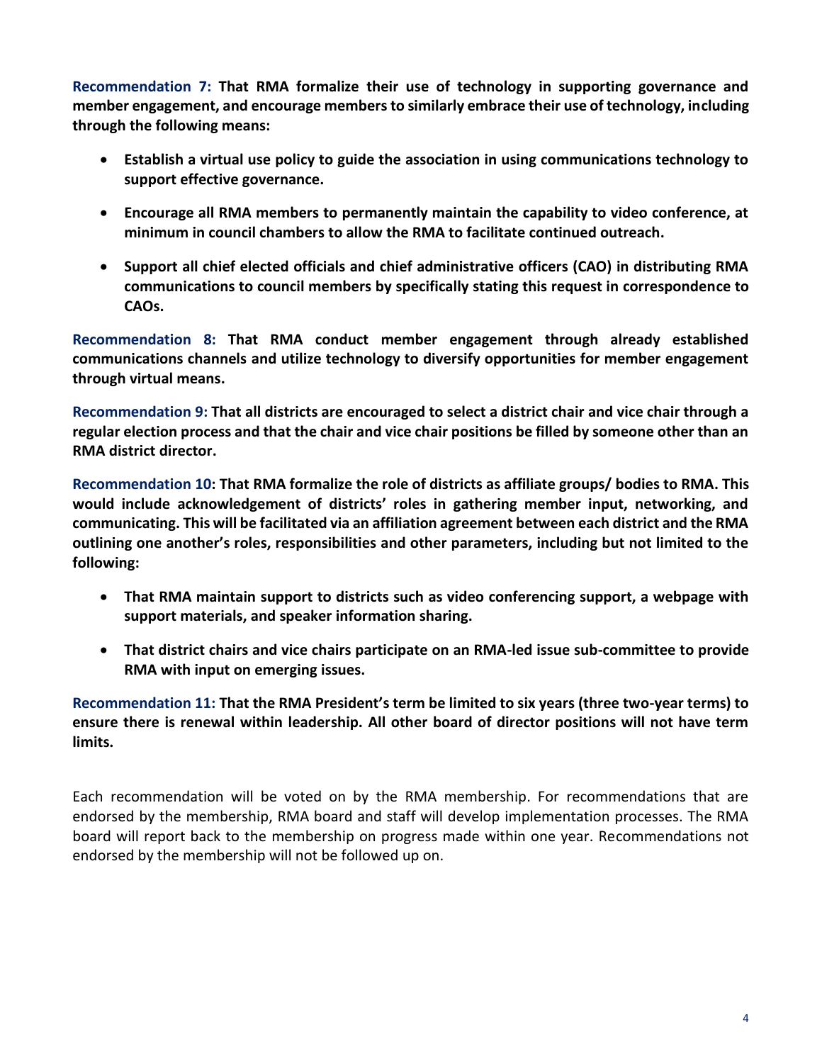**Recommendation 7: That RMA formalize their use of technology in supporting governance and member engagement, and encourage members to similarly embrace their use of technology, including through the following means:**

- **Establish a virtual use policy to guide the association in using communications technology to support effective governance.**
- **Encourage all RMA members to permanently maintain the capability to video conference, at minimum in council chambers to allow the RMA to facilitate continued outreach.**
- **Support all chief elected officials and chief administrative officers (CAO) in distributing RMA communications to council members by specifically stating this request in correspondence to CAOs.**

**Recommendation 8: That RMA conduct member engagement through already established communications channels and utilize technology to diversify opportunities for member engagement through virtual means.**

**Recommendation 9: That all districts are encouraged to select a district chair and vice chair through a regular election process and that the chair and vice chair positions be filled by someone other than an RMA district director.**

**Recommendation 10: That RMA formalize the role of districts as affiliate groups/ bodies to RMA. This would include acknowledgement of districts' roles in gathering member input, networking, and communicating. This will be facilitated via an affiliation agreement between each district and the RMA outlining one another's roles, responsibilities and other parameters, including but not limited to the following:**

- **That RMA maintain support to districts such as video conferencing support, a webpage with support materials, and speaker information sharing.**
- **That district chairs and vice chairs participate on an RMA-led issue sub-committee to provide RMA with input on emerging issues.**

**Recommendation 11: That the RMA President's term be limited to six years (three two-year terms) to ensure there is renewal within leadership. All other board of director positions will not have term limits.**

Each recommendation will be voted on by the RMA membership. For recommendations that are endorsed by the membership, RMA board and staff will develop implementation processes. The RMA board will report back to the membership on progress made within one year. Recommendations not endorsed by the membership will not be followed up on.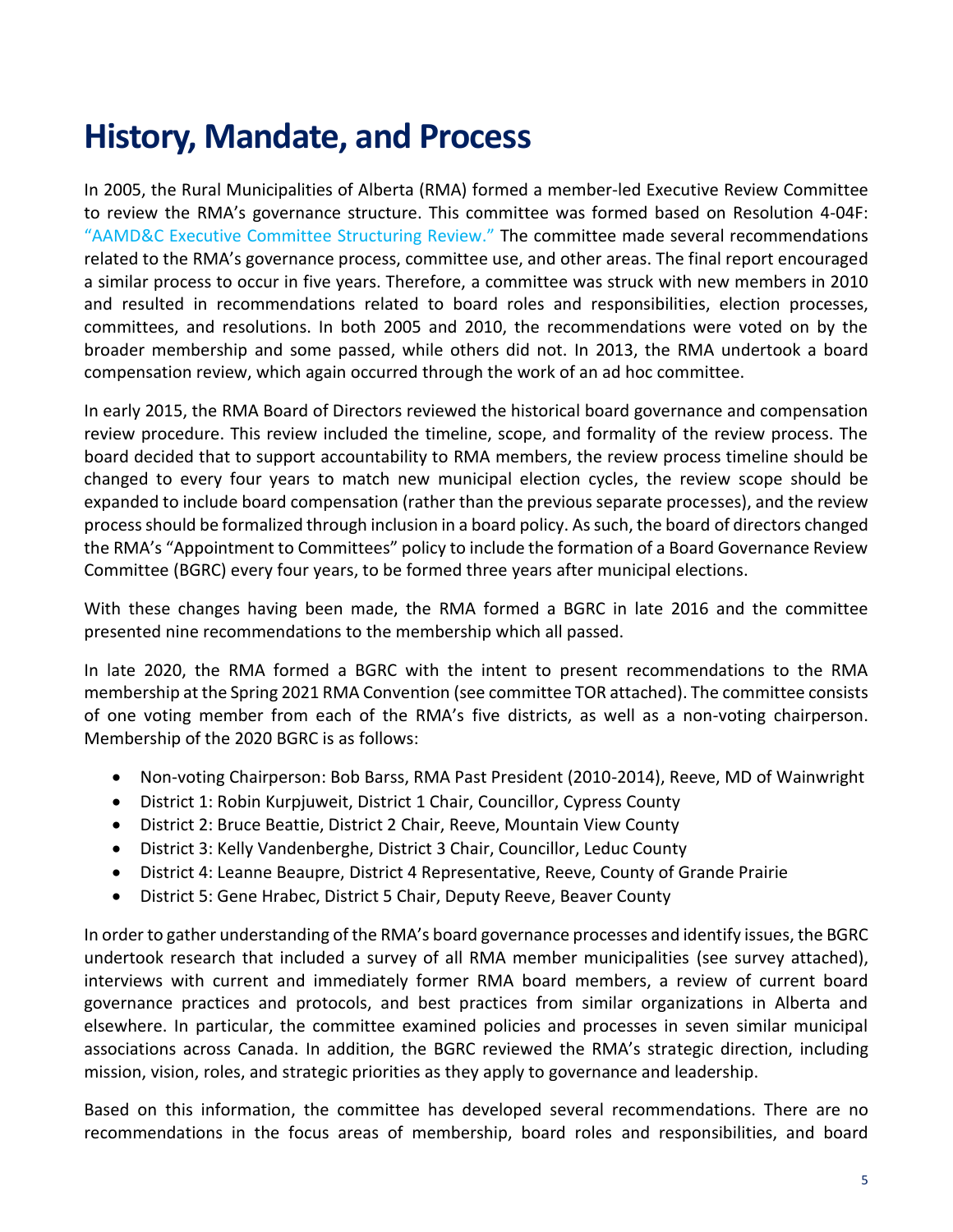# History, Mandate, and Process

In 2005, the Rural Municipalities of Alberta (RMA) formed a member-led Executive Review Committee to review the RMA's governance structure. This committee was formed based on Resolution 4-04F: "AAMD&C Executive Committee Structuring Review." The committee made several recommendations related to the RMA's governance process, committee use, and other areas. The final report encouraged a similar process to occur in five years. Therefore, a committee was struck with new members in 2010 and resulted in recommendations related to board roles and responsibilities, election processes, committees, and resolutions. In both 2005 and 2010, the recommendations were voted on by the broader membership and some passed, while others did not. In 2013, the RMA undertook a board compensation review, which again occurred through the work of an ad hoc committee.

In early 2015, the RMA Board of Directors reviewed the historical board governance and compensation review procedure. This review included the timeline, scope, and formality of the review process. The board decided that to support accountability to RMA members, the review process timeline should be changed to every four years to match new municipal election cycles, the review scope should be expanded to include board compensation (rather than the previous separate processes), and the review process should be formalized through inclusion in a board policy. As such, the board of directors changed the RMA's "Appointment to Committees" policy to include the formation of a Board Governance Review Committee (BGRC) every four years, to be formed three years after municipal elections.

With these changes having been made, the RMA formed a BGRC in late 2016 and the committee presented nine recommendations to the membership which all passed.

In late 2020, the RMA formed a BGRC with the intent to present recommendations to the RMA membership at the Spring 2021 RMA Convention (see committee TOR attached). The committee consists of one voting member from each of the RMA's five districts, as well as a non-voting chairperson. Membership of the 2020 BGRC is as follows:

- Non-voting Chairperson: Bob Barss, RMA Past President (2010-2014), Reeve, MD of Wainwright
- District 1: Robin Kurpjuweit, District 1 Chair, Councillor, Cypress County
- District 2: Bruce Beattie, District 2 Chair, Reeve, Mountain View County
- District 3: Kelly Vandenberghe, District 3 Chair, Councillor, Leduc County
- District 4: Leanne Beaupre, District 4 Representative, Reeve, County of Grande Prairie
- District 5: Gene Hrabec, District 5 Chair, Deputy Reeve, Beaver County

In order to gather understanding of the RMA's board governance processes and identify issues, the BGRC undertook research that included a survey of all RMA member municipalities (see survey attached), interviews with current and immediately former RMA board members, a review of current board governance practices and protocols, and best practices from similar organizations in Alberta and elsewhere. In particular, the committee examined policies and processes in seven similar municipal associations across Canada. In addition, the BGRC reviewed the RMA's strategic direction, including mission, vision, roles, and strategic priorities as they apply to governance and leadership.

Based on this information, the committee has developed several recommendations. There are no recommendations in the focus areas of membership, board roles and responsibilities, and board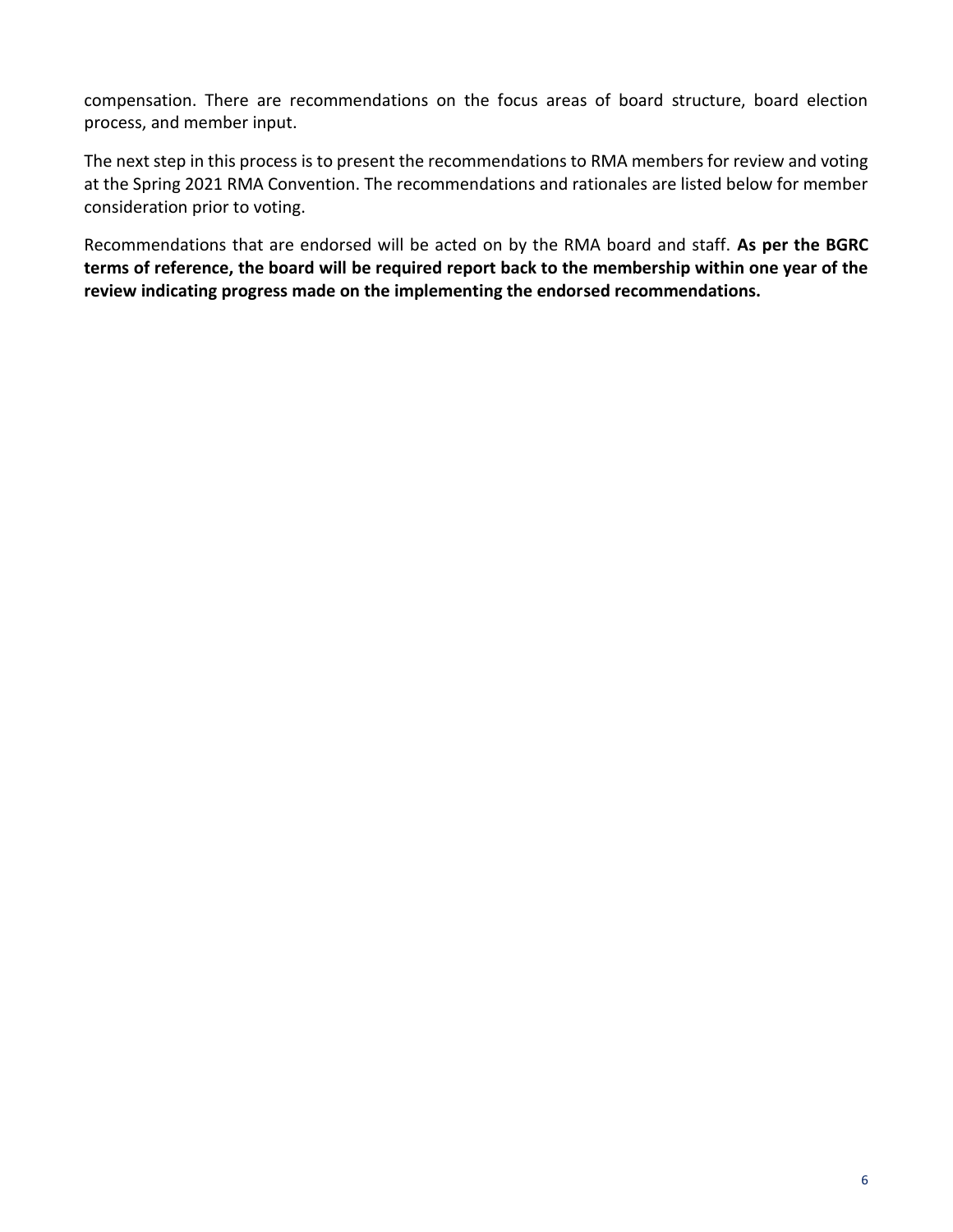compensation. There are recommendations on the focus areas of board structure, board election process, and member input.

The next step in this process is to present the recommendations to RMA members for review and voting at the Spring 2021 RMA Convention. The recommendations and rationales are listed below for member consideration prior to voting.

Recommendations that are endorsed will be acted on by the RMA board and staff. **As per the BGRC terms of reference, the board will be required report back to the membership within one year of the review indicating progress made on the implementing the endorsed recommendations.**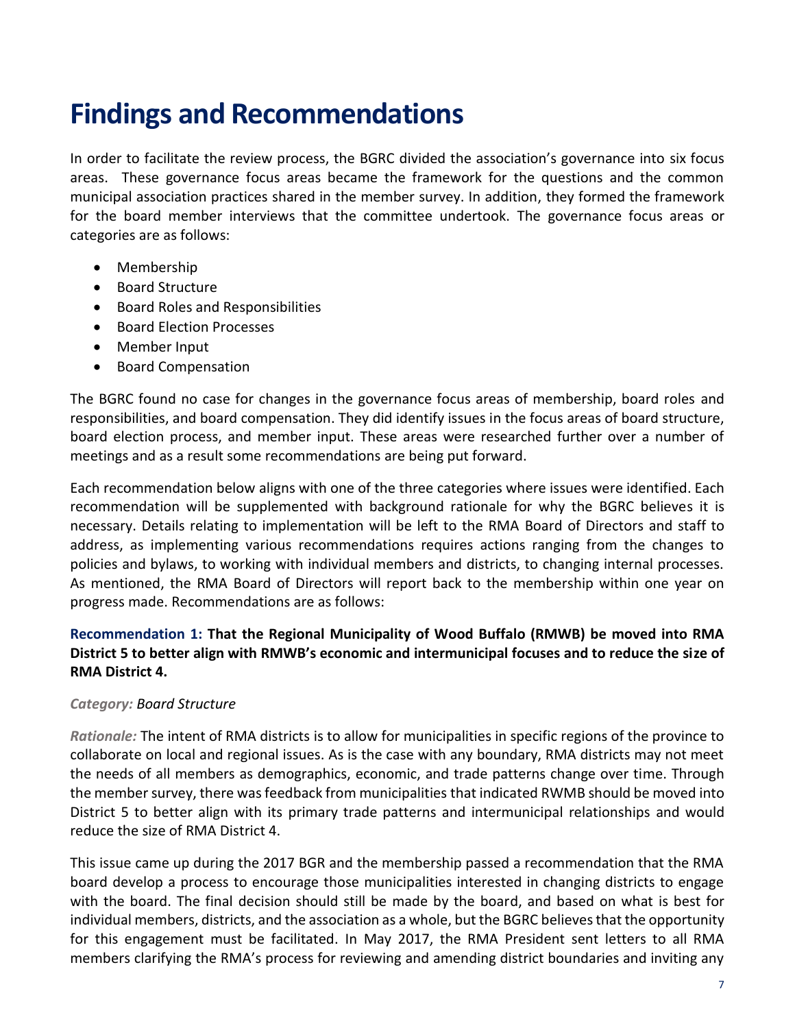# Findings and Recommendations

In order to facilitate the review process, the BGRC divided the association's governance into six focus areas. These governance focus areas became the framework for the questions and the common municipal association practices shared in the member survey. In addition, they formed the framework for the board member interviews that the committee undertook. The governance focus areas or categories are as follows:

- Membership
- Board Structure
- Board Roles and Responsibilities
- Board Election Processes
- Member Input
- Board Compensation

The BGRC found no case for changes in the governance focus areas of membership, board roles and responsibilities, and board compensation. They did identify issues in the focus areas of board structure, board election process, and member input. These areas were researched further over a number of meetings and as a result some recommendations are being put forward.

Each recommendation below aligns with one of the three categories where issues were identified. Each recommendation will be supplemented with background rationale for why the BGRC believes it is necessary. Details relating to implementation will be left to the RMA Board of Directors and staff to address, as implementing various recommendations requires actions ranging from the changes to policies and bylaws, to working with individual members and districts, to changing internal processes. As mentioned, the RMA Board of Directors will report back to the membership within one year on progress made. Recommendations are as follows:

**Recommendation 1: That the Regional Municipality of Wood Buffalo (RMWB) be moved into RMA District 5 to better align with RMWB's economic and intermunicipal focuses and to reduce the size of RMA District 4.**

*Category: Board Structure*

*Rationale:* The intent of RMA districts is to allow for municipalities in specific regions of the province to collaborate on local and regional issues. As is the case with any boundary, RMA districts may not meet the needs of all members as demographics, economic, and trade patterns change over time. Through the member survey, there was feedback from municipalities that indicated RWMB should be moved into District 5 to better align with its primary trade patterns and intermunicipal relationships and would reduce the size of RMA District 4.

This issue came up during the 2017 BGR and the membership passed a recommendation that the RMA board develop a process to encourage those municipalities interested in changing districts to engage with the board. The final decision should still be made by the board, and based on what is best for individual members, districts, and the association as a whole, but the BGRC believes that the opportunity for this engagement must be facilitated. In May 2017, the RMA President sent letters to all RMA members clarifying the RMA's process for reviewing and amending district boundaries and inviting any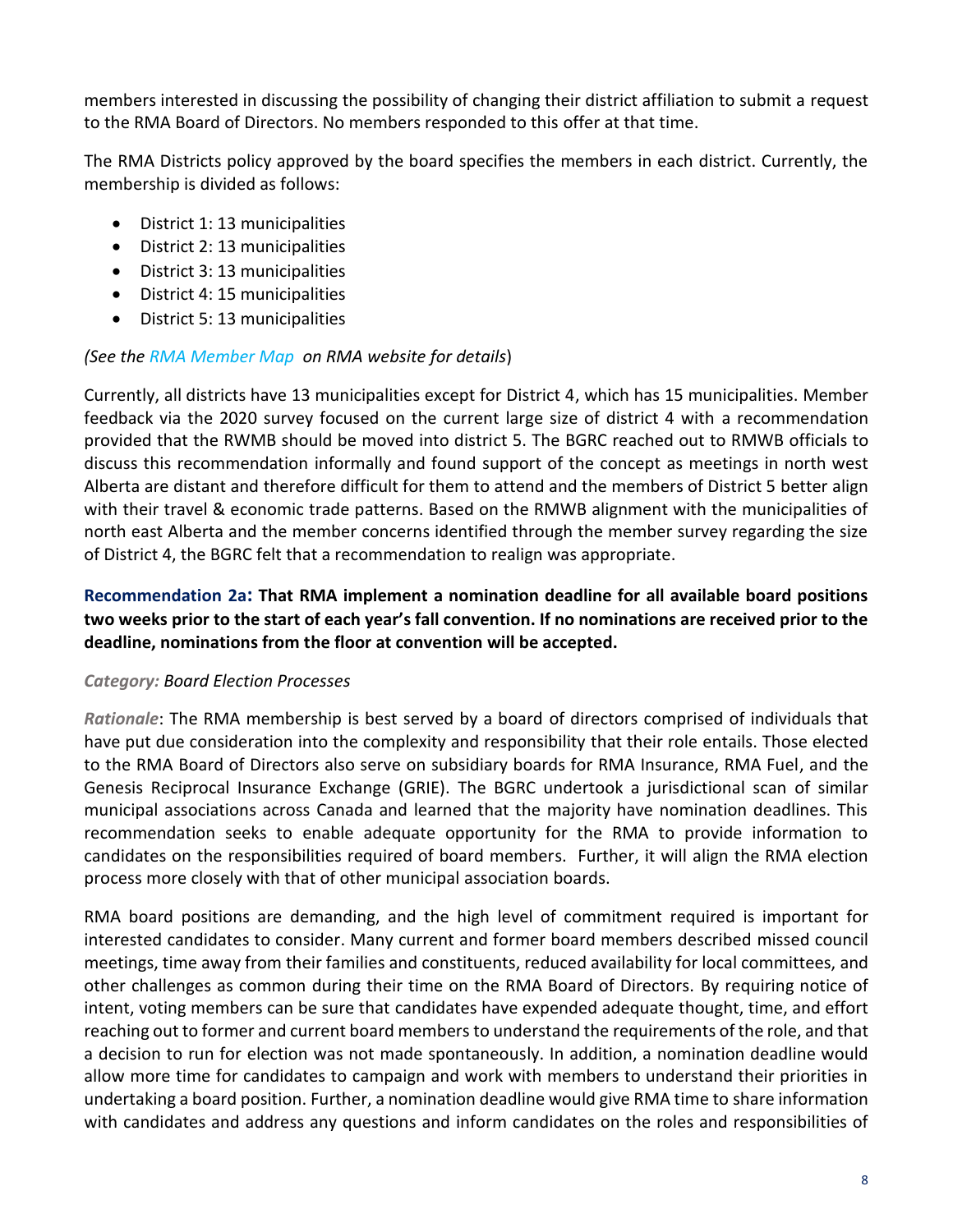members interested in discussing the possibility of changing their district affiliation to submit a request to the RMA Board of Directors. No members responded to this offer at that time.

The RMA Districts policy approved by the board specifies the members in each district. Currently, the membership is divided as follows:

- District 1: 13 municipalities
- District 2: 13 municipalities
- District 3: 13 municipalities
- District 4: 15 municipalities
- District 5: 13 municipalities

*(See the RMA Member Map on RMA website for details*)

Currently, all districts have 13 municipalities except for District 4, which has 15 municipalities. Member feedback via the 2020 survey focused on the current large size of district 4 with a recommendation provided that the RWMB should be moved into district 5. The BGRC reached out to RMWB officials to discuss this recommendation informally and found support of the concept as meetings in north west Alberta are distant and therefore difficult for them to attend and the members of District 5 better align with their travel & economic trade patterns. Based on the RMWB alignment with the municipalities of north east Alberta and the member concerns identified through the member survey regarding the size of District 4, the BGRC felt that a recommendation to realign was appropriate.

**Recommendation 2a: That RMA implement a nomination deadline for all available board positions two weeks prior to the start of each year's fall convention. If no nominations are received prior to the deadline, nominations from the floor at convention will be accepted.**

*Category: Board Election Processes*

*Rationale*: The RMA membership is best served by a board of directors comprised of individuals that have put due consideration into the complexity and responsibility that their role entails. Those elected to the RMA Board of Directors also serve on subsidiary boards for RMA Insurance, RMA Fuel, and the Genesis Reciprocal Insurance Exchange (GRIE). The BGRC undertook a jurisdictional scan of similar municipal associations across Canada and learned that the majority have nomination deadlines. This recommendation seeks to enable adequate opportunity for the RMA to provide information to candidates on the responsibilities required of board members. Further, it will align the RMA election process more closely with that of other municipal association boards.

RMA board positions are demanding, and the high level of commitment required is important for interested candidates to consider. Many current and former board members described missed council meetings, time away from their families and constituents, reduced availability for local committees, and other challenges as common during their time on the RMA Board of Directors. By requiring notice of intent, voting members can be sure that candidates have expended adequate thought, time, and effort reaching out to former and current board members to understand the requirements of the role, and that a decision to run for election was not made spontaneously. In addition, a nomination deadline would allow more time for candidates to campaign and work with members to understand their priorities in undertaking a board position. Further, a nomination deadline would give RMA time to share information with candidates and address any questions and inform candidates on the roles and responsibilities of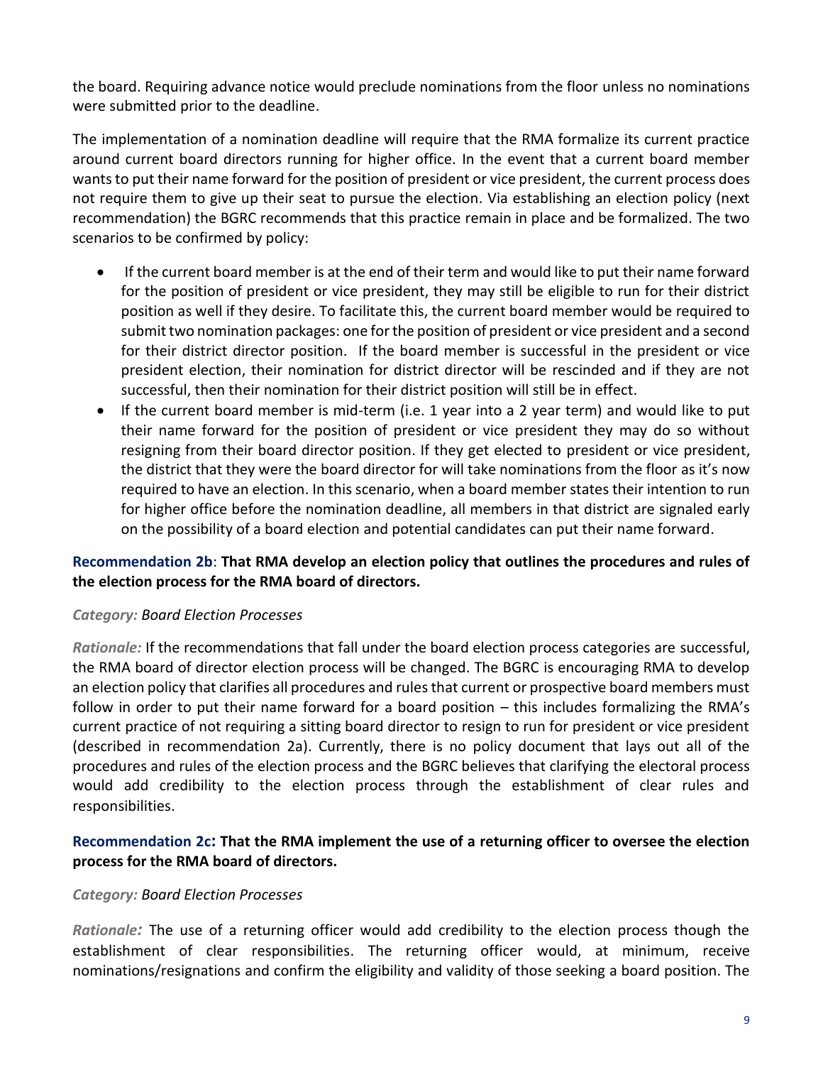the board. Requiring advance notice would preclude nominations from the floor unless no nominations were submitted prior to the deadline.

The implementation of a nomination deadline will require that the RMA formalize its current practice around current board directors running for higher office. In the event that a current board member wants to put their name forward for the position of president or vice president, the current process does not require them to give up their seat to pursue the election. Via establishing an election policy (next recommendation) the BGRC recommends that this practice remain in place and be formalized. The two scenarios to be confirmed by policy:

- If the current board member is at the end of their term and would like to put their name forward for the position of president or vice president, they may still be eligible to run for their district position as well if they desire. To facilitate this, the current board member would be required to submit two nomination packages: one for the position of president or vice president and a second for their district director position. If the board member is successful in the president or vice president election, their nomination for district director will be rescinded and if they are not successful, then their nomination for their district position will still be in effect.
- If the current board member is mid-term (i.e. 1 year into a 2 year term) and would like to put their name forward for the position of president or vice president they may do so without resigning from their board director position. If they get elected to president or vice president, the district that they were the board director for will take nominations from the floor as it's now required to have an election. In this scenario, when a board member states their intention to run for higher office before the nomination deadline, all members in that district are signaled early on the possibility of a board election and potential candidates can put their name forward.

**Recommendation 2b**: **That RMA develop an election policy that outlines the procedures and rules of the election process for the RMA board of directors.**

*Category: Board Election Processes*

*Rationale:* If the recommendations that fall under the board election process categories are successful, the RMA board of director election process will be changed. The BGRC is encouraging RMA to develop an election policy that clarifies all procedures and rules that current or prospective board members must follow in order to put their name forward for a board position – this includes formalizing the RMA's current practice of not requiring a sitting board director to resign to run for president or vice president (described in recommendation 2a). Currently, there is no policy document that lays out all of the procedures and rules of the election process and the BGRC believes that clarifying the electoral process would add credibility to the election process through the establishment of clear rules and responsibilities.

**Recommendation 2c: That the RMA implement the use of a returning officer to oversee the election process for the RMA board of directors.**

*Category: Board Election Processes*

*Rationale:* The use of a returning officer would add credibility to the election process though the establishment of clear responsibilities. The returning officer would, at minimum, receive nominations/resignations and confirm the eligibility and validity of those seeking a board position. The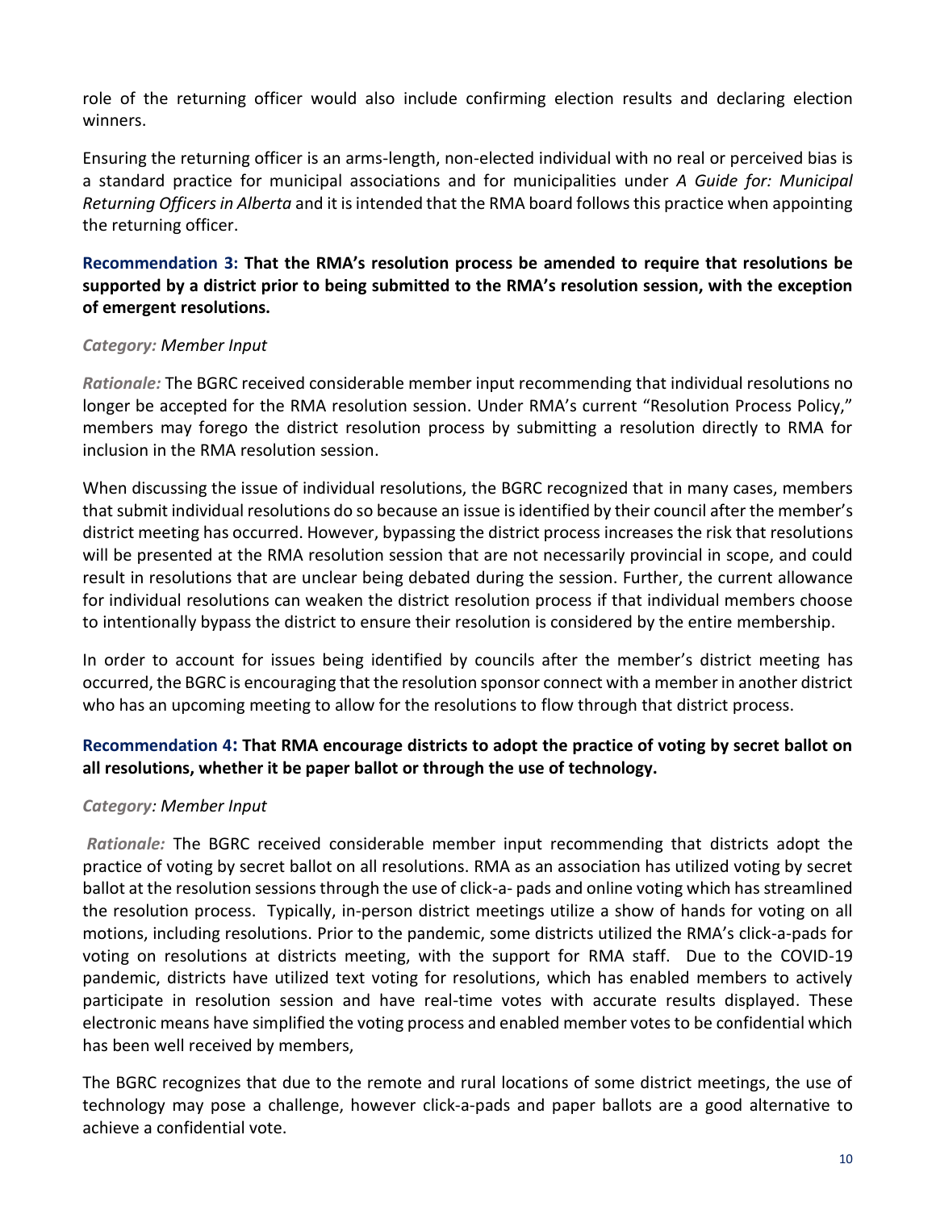role of the returning officer would also include confirming election results and declaring election winners.

Ensuring the returning officer is an arms-length, non-elected individual with no real or perceived bias is a standard practice for municipal associations and for municipalities under *A Guide for: Municipal Returning Officers in Alberta* and it is intended that the RMA board follows this practice when appointing the returning officer.

**Recommendation 3: That the RMA's resolution process be amended to require that resolutions be supported by a district prior to being submitted to the RMA's resolution session, with the exception of emergent resolutions.**

*Category: Member Input*

*Rationale:* The BGRC received considerable member input recommending that individual resolutions no longer be accepted for the RMA resolution session. Under RMA's current "Resolution Process Policy," members may forego the district resolution process by submitting a resolution directly to RMA for inclusion in the RMA resolution session.

When discussing the issue of individual resolutions, the BGRC recognized that in many cases, members that submit individual resolutions do so because an issue is identified by their council after the member's district meeting has occurred. However, bypassing the district process increases the risk that resolutions will be presented at the RMA resolution session that are not necessarily provincial in scope, and could result in resolutions that are unclear being debated during the session. Further, the current allowance for individual resolutions can weaken the district resolution process if that individual members choose to intentionally bypass the district to ensure their resolution is considered by the entire membership.

In order to account for issues being identified by councils after the member's district meeting has occurred, the BGRC is encouraging that the resolution sponsor connect with a member in another district who has an upcoming meeting to allow for the resolutions to flow through that district process.

**Recommendation 4: That RMA encourage districts to adopt the practice of voting by secret ballot on all resolutions, whether it be paper ballot or through the use of technology.**

*Category: Member Input*

*Rationale:* The BGRC received considerable member input recommending that districts adopt the practice of voting by secret ballot on all resolutions. RMA as an association has utilized voting by secret ballot at the resolution sessions through the use of click-a- pads and online voting which has streamlined the resolution process. Typically, in-person district meetings utilize a show of hands for voting on all motions, including resolutions. Prior to the pandemic, some districts utilized the RMA's click-a-pads for voting on resolutions at districts meeting, with the support for RMA staff. Due to the COVID-19 pandemic, districts have utilized text voting for resolutions, which has enabled members to actively participate in resolution session and have real-time votes with accurate results displayed. These electronic means have simplified the voting process and enabled member votes to be confidential which has been well received by members,

The BGRC recognizes that due to the remote and rural locations of some district meetings, the use of technology may pose a challenge, however click-a-pads and paper ballots are a good alternative to achieve a confidential vote.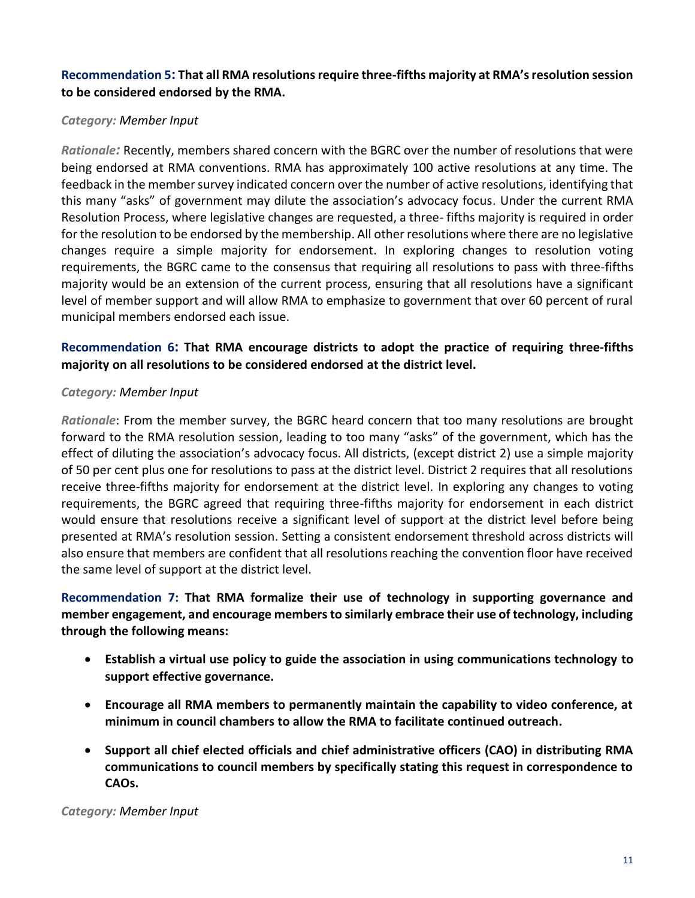**Recommendation 5: That all RMA resolutions require three-fifths majority at RMA's resolution session to be considered endorsed by the RMA.**

*Category: Member Input*

*Rationale:* Recently, members shared concern with the BGRC over the number of resolutions that were being endorsed at RMA conventions. RMA has approximately 100 active resolutions at any time. The feedback in the member survey indicated concern over the number of active resolutions, identifying that this many "asks" of government may dilute the association's advocacy focus. Under the current RMA Resolution Process, where legislative changes are requested, a three- fifths majority is required in order for the resolution to be endorsed by the membership. All other resolutions where there are no legislative changes require a simple majority for endorsement. In exploring changes to resolution voting requirements, the BGRC came to the consensus that requiring all resolutions to pass with three-fifths majority would be an extension of the current process, ensuring that all resolutions have a significant level of member support and will allow RMA to emphasize to government that over 60 percent of rural municipal members endorsed each issue.

**Recommendation 6: That RMA encourage districts to adopt the practice of requiring three-fifths majority on all resolutions to be considered endorsed at the district level.**

*Category: Member Input*

*Rationale*: From the member survey, the BGRC heard concern that too many resolutions are brought forward to the RMA resolution session, leading to too many "asks" of the government, which has the effect of diluting the association's advocacy focus. All districts, (except district 2) use a simple majority of 50 per cent plus one for resolutions to pass at the district level. District 2 requires that all resolutions receive three-fifths majority for endorsement at the district level. In exploring any changes to voting requirements, the BGRC agreed that requiring three-fifths majority for endorsement in each district would ensure that resolutions receive a significant level of support at the district level before being presented at RMA's resolution session. Setting a consistent endorsement threshold across districts will also ensure that members are confident that all resolutions reaching the convention floor have received the same level of support at the district level.

**Recommendation 7: That RMA formalize their use of technology in supporting governance and member engagement, and encourage members to similarly embrace their use of technology, including through the following means:**

- **Establish a virtual use policy to guide the association in using communications technology to support effective governance.**
- **Encourage all RMA members to permanently maintain the capability to video conference, at minimum in council chambers to allow the RMA to facilitate continued outreach.**
- **Support all chief elected officials and chief administrative officers (CAO) in distributing RMA communications to council members by specifically stating this request in correspondence to CAOs.**

*Category: Member Input*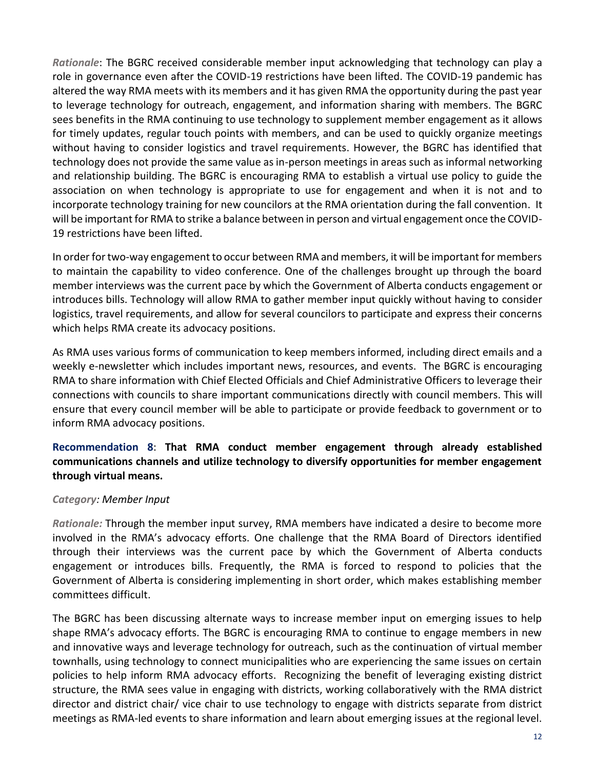*Rationale*: The BGRC received considerable member input acknowledging that technology can play a role in governance even after the COVID-19 restrictions have been lifted. The COVID-19 pandemic has altered the way RMA meets with its members and it has given RMA the opportunity during the past year to leverage technology for outreach, engagement, and information sharing with members. The BGRC sees benefits in the RMA continuing to use technology to supplement member engagement as it allows for timely updates, regular touch points with members, and can be used to quickly organize meetings without having to consider logistics and travel requirements. However, the BGRC has identified that technology does not provide the same value as in-person meetings in areas such as informal networking and relationship building. The BGRC is encouraging RMA to establish a virtual use policy to guide the association on when technology is appropriate to use for engagement and when it is not and to incorporate technology training for new councilors at the RMA orientation during the fall convention. It will be important for RMA to strike a balance between in person and virtual engagement once the COVID-19 restrictions have been lifted.

In order for two-way engagement to occur between RMA and members, it will be important for members to maintain the capability to video conference. One of the challenges brought up through the board member interviews was the current pace by which the Government of Alberta conducts engagement or introduces bills. Technology will allow RMA to gather member input quickly without having to consider logistics, travel requirements, and allow for several councilors to participate and express their concerns which helps RMA create its advocacy positions.

As RMA uses various forms of communication to keep members informed, including direct emails and a weekly e-newsletter which includes important news, resources, and events. The BGRC is encouraging RMA to share information with Chief Elected Officials and Chief Administrative Officers to leverage their connections with councils to share important communications directly with council members. This will ensure that every council member will be able to participate or provide feedback to government or to inform RMA advocacy positions.

**Recommendation 8**: **That RMA conduct member engagement through already established communications channels and utilize technology to diversify opportunities for member engagement through virtual means.**

*Category: Member Input*

*Rationale:* Through the member input survey, RMA members have indicated a desire to become more involved in the RMA's advocacy efforts. One challenge that the RMA Board of Directors identified through their interviews was the current pace by which the Government of Alberta conducts engagement or introduces bills. Frequently, the RMA is forced to respond to policies that the Government of Alberta is considering implementing in short order, which makes establishing member committees difficult.

The BGRC has been discussing alternate ways to increase member input on emerging issues to help shape RMA's advocacy efforts. The BGRC is encouraging RMA to continue to engage members in new and innovative ways and leverage technology for outreach, such as the continuation of virtual member townhalls, using technology to connect municipalities who are experiencing the same issues on certain policies to help inform RMA advocacy efforts. Recognizing the benefit of leveraging existing district structure, the RMA sees value in engaging with districts, working collaboratively with the RMA district director and district chair/ vice chair to use technology to engage with districts separate from district meetings as RMA-led events to share information and learn about emerging issues at the regional level.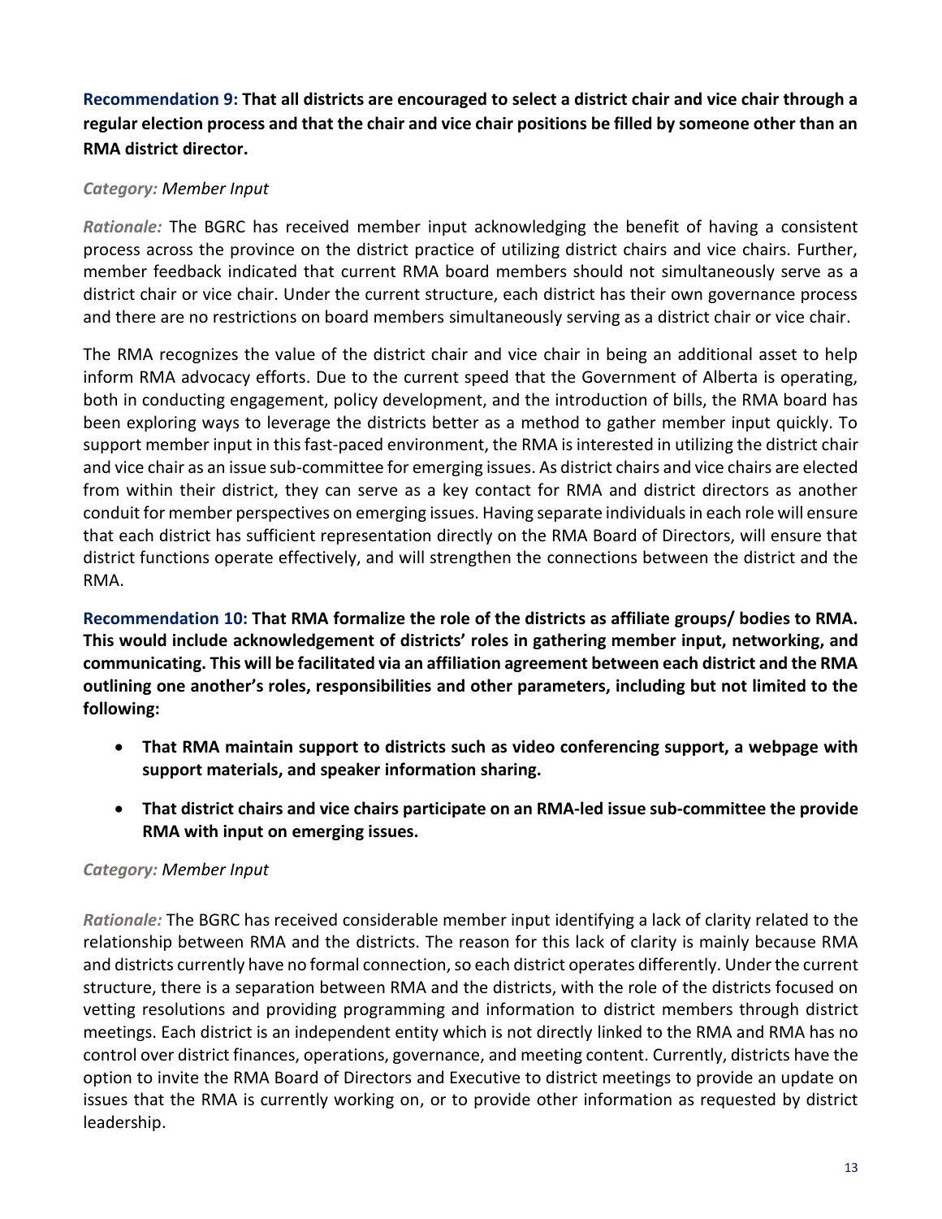**Recommendation 9: That all districts are encouraged to select a district chair and vice chair through a regular election process and that the chair and vice chair positions be filled by someone other than an RMA district director.**

*Category: Member Input*

*Rationale:* The BGRC has received member input acknowledging the benefit of having a consistent process across the province on the district practice of utilizing district chairs and vice chairs. Further, member feedback indicated that current RMA board members should not simultaneously serve as a district chair or vice chair. Under the current structure, each district has their own governance process and there are no restrictions on board members simultaneously serving as a district chair or vice chair.

The RMA recognizes the value of the district chair and vice chair in being an additional asset to help inform RMA advocacy efforts. Due to the current speed that the Government of Alberta is operating, both in conducting engagement, policy development, and the introduction of bills, the RMA board has been exploring ways to leverage the districts better as a method to gather member input quickly. To support member input in this fast-paced environment, the RMA is interested in utilizing the district chair and vice chair as an issue sub-committee for emerging issues. As district chairs and vice chairs are elected from within their district, they can serve as a key contact for RMA and district directors as another conduit for member perspectives on emerging issues. Having separate individuals in each role will ensure that each district has sufficient representation directly on the RMA Board of Directors, will ensure that district functions operate effectively, and will strengthen the connections between the district and the RMA.

**Recommendation 10: That RMA formalize the role of the districts as affiliate groups/ bodies to RMA. This would include acknowledgement of districts' roles in gathering member input, networking, and communicating. This will be facilitated via an affiliation agreement between each district and the RMA outlining one another's roles, responsibilities and other parameters, including but not limited to the following:**

- **That RMA maintain support to districts such as video conferencing support, a webpage with support materials, and speaker information sharing.**
- **That district chairs and vice chairs participate on an RMA-led issue sub-committee the provide RMA with input on emerging issues.**

*Category: Member Input*

*Rationale:* The BGRC has received considerable member input identifying a lack of clarity related to the relationship between RMA and the districts. The reason for this lack of clarity is mainly because RMA and districts currently have no formal connection, so each district operates differently. Under the current structure, there is a separation between RMA and the districts, with the role of the districts focused on vetting resolutions and providing programming and information to district members through district meetings. Each district is an independent entity which is not directly linked to the RMA and RMA has no control over district finances, operations, governance, and meeting content. Currently, districts have the option to invite the RMA Board of Directors and Executive to district meetings to provide an update on issues that the RMA is currently working on, or to provide other information as requested by district leadership.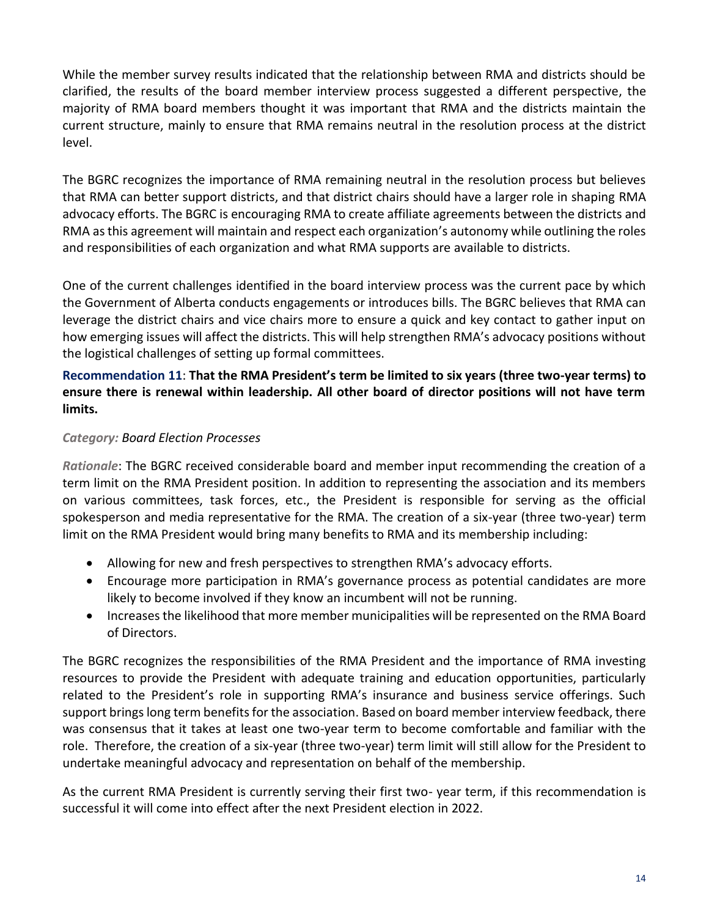While the member survey results indicated that the relationship between RMA and districts should be clarified, the results of the board member interview process suggested a different perspective, the majority of RMA board members thought it was important that RMA and the districts maintain the current structure, mainly to ensure that RMA remains neutral in the resolution process at the district level.

The BGRC recognizes the importance of RMA remaining neutral in the resolution process but believes that RMA can better support districts, and that district chairs should have a larger role in shaping RMA advocacy efforts. The BGRC is encouraging RMA to create affiliate agreements between the districts and RMA as this agreement will maintain and respect each organization's autonomy while outlining the roles and responsibilities of each organization and what RMA supports are available to districts.

One of the current challenges identified in the board interview process was the current pace by which the Government of Alberta conducts engagements or introduces bills. The BGRC believes that RMA can leverage the district chairs and vice chairs more to ensure a quick and key contact to gather input on how emerging issues will affect the districts. This will help strengthen RMA's advocacy positions without the logistical challenges of setting up formal committees.

**Recommendation 11**: **That the RMA President's term be limited to six years (three two-year terms) to ensure there is renewal within leadership. All other board of director positions will not have term limits.**

*Category: Board Election Processes*

*Rationale*: The BGRC received considerable board and member input recommending the creation of a term limit on the RMA President position. In addition to representing the association and its members on various committees, task forces, etc., the President is responsible for serving as the official spokesperson and media representative for the RMA. The creation of a six-year (three two-year) term limit on the RMA President would bring many benefits to RMA and its membership including:

- Allowing for new and fresh perspectives to strengthen RMA's advocacy efforts.
- Encourage more participation in RMA's governance process as potential candidates are more likely to become involved if they know an incumbent will not be running.
- Increases the likelihood that more member municipalities will be represented on the RMA Board of Directors.

The BGRC recognizes the responsibilities of the RMA President and the importance of RMA investing resources to provide the President with adequate training and education opportunities, particularly related to the President's role in supporting RMA's insurance and business service offerings. Such support brings long term benefits for the association. Based on board member interview feedback, there was consensus that it takes at least one two-year term to become comfortable and familiar with the role. Therefore, the creation of a six-year (three two-year) term limit will still allow for the President to undertake meaningful advocacy and representation on behalf of the membership.

As the current RMA President is currently serving their first two- year term, if this recommendation is successful it will come into effect after the next President election in 2022.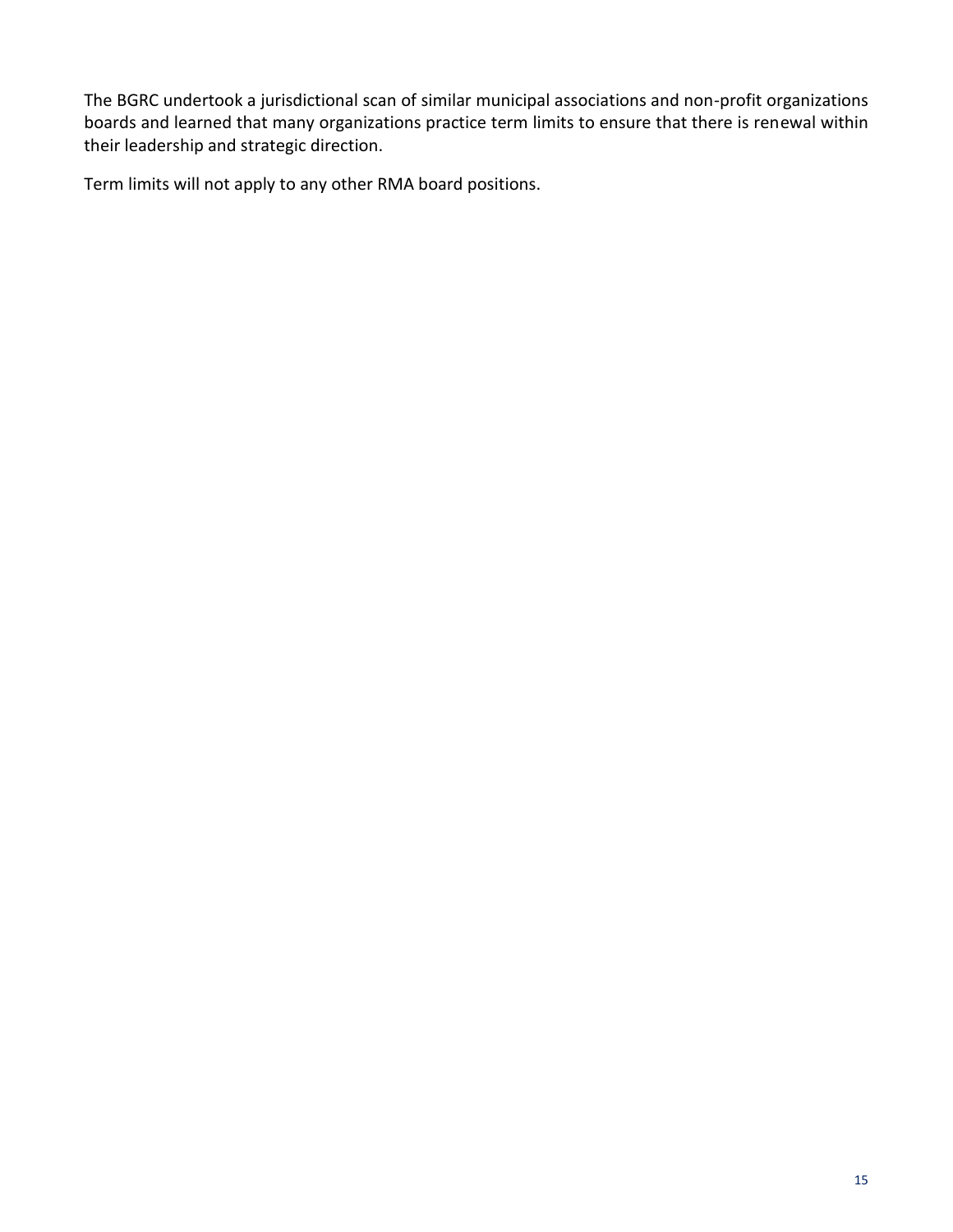The BGRC undertook a jurisdictional scan of similar municipal associations and non-profit organizations boards and learned that many organizations practice term limits to ensure that there is renewal within their leadership and strategic direction.

Term limits will not apply to any other RMA board positions.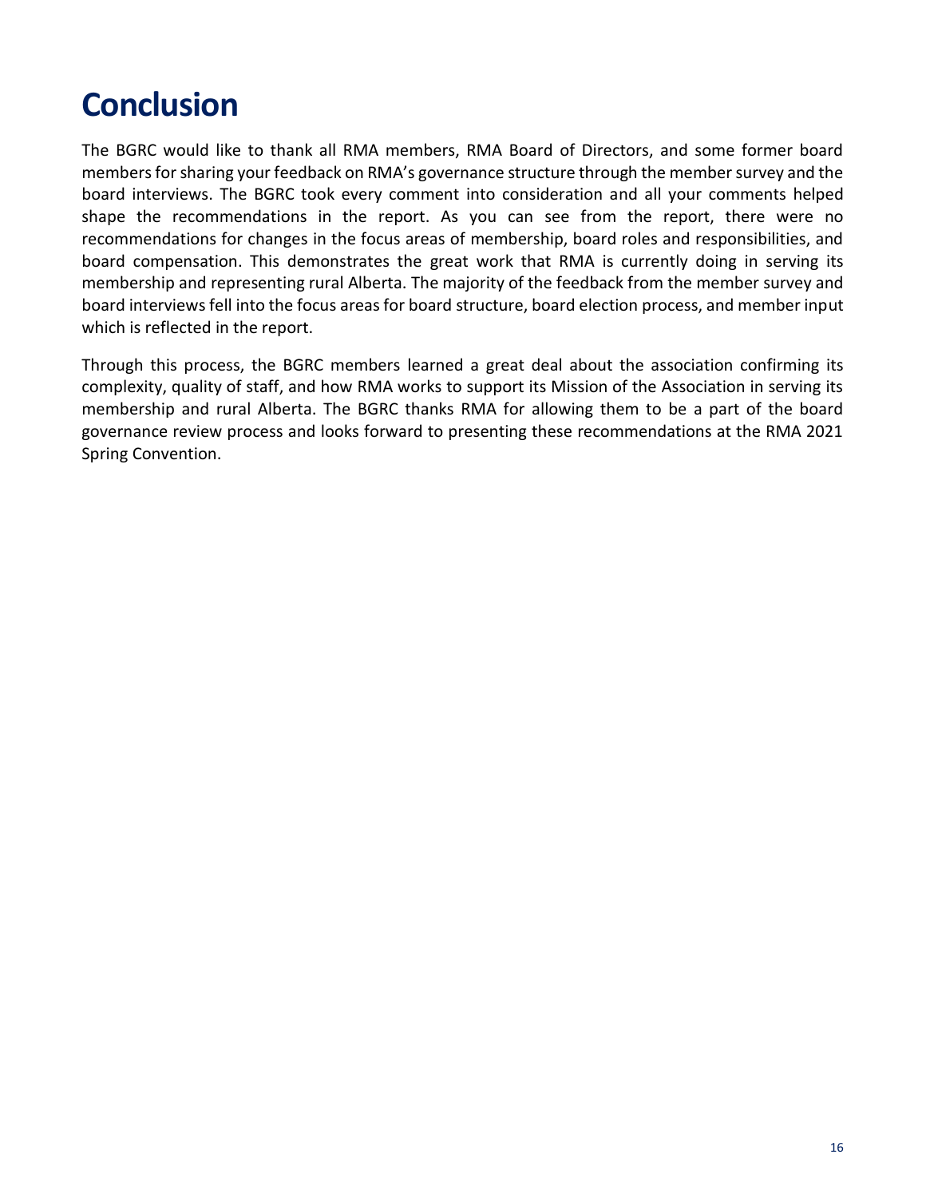# Conclusion

The BGRC would like to thank all RMA members, RMA Board of Directors, and some former board members for sharing your feedback on RMA's governance structure through the member survey and the board interviews. The BGRC took every comment into consideration and all your comments helped shape the recommendations in the report. As you can see from the report, there were no recommendations for changes in the focus areas of membership, board roles and responsibilities, and board compensation. This demonstrates the great work that RMA is currently doing in serving its membership and representing rural Alberta. The majority of the feedback from the member survey and board interviews fell into the focus areas for board structure, board election process, and member input which is reflected in the report.

Through this process, the BGRC members learned a great deal about the association confirming its complexity, quality of staff, and how RMA works to support its Mission of the Association in serving its membership and rural Alberta. The BGRC thanks RMA for allowing them to be a part of the board governance review process and looks forward to presenting these recommendations at the RMA 2021 Spring Convention.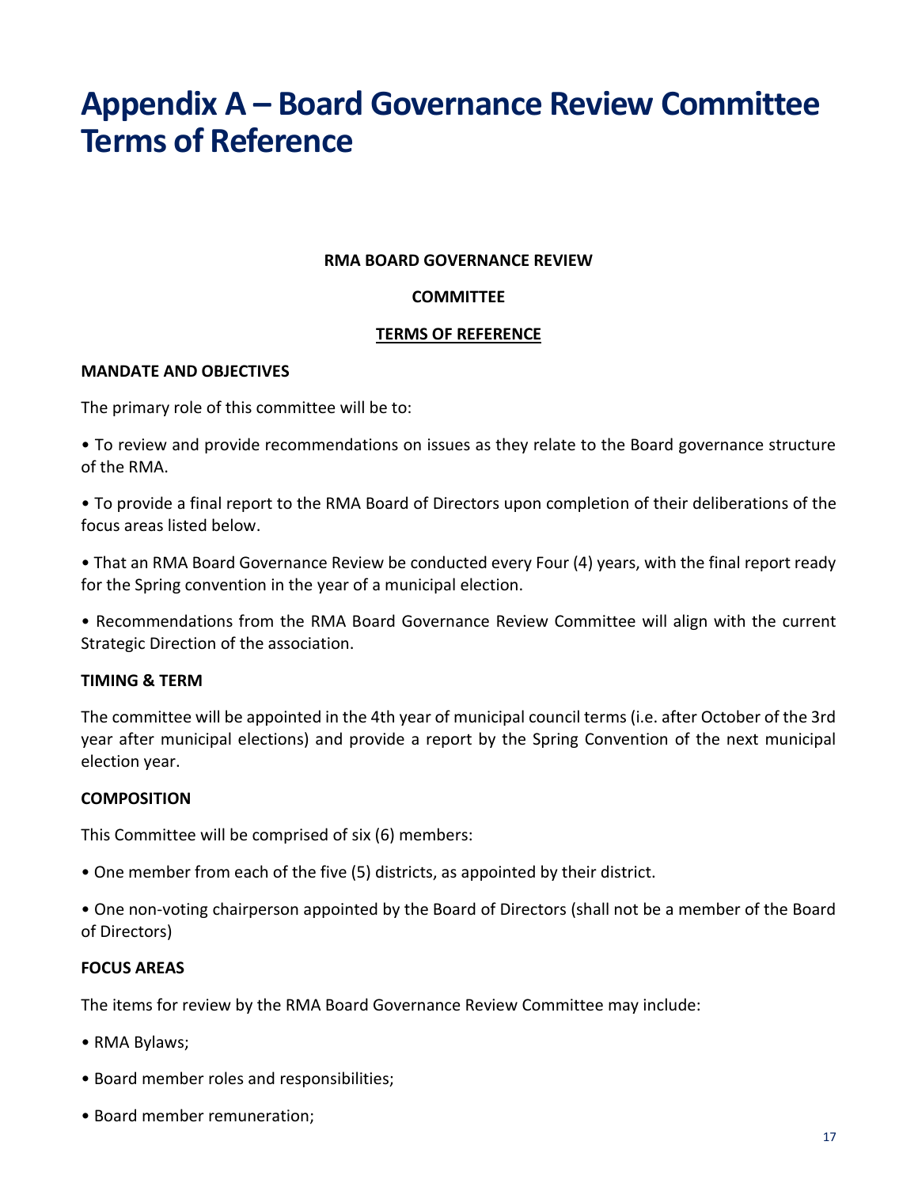# Appendix A – Board Governance Review Committee Terms of Reference

**RMA BOARD GOVERNANCE REVIEW**

**COMMITTEE**

**TERMS OF REFERENCE**

**MANDATE AND OBJECTIVES**

The primary role of this committee will be to:

• To review and provide recommendations on issues as they relate to the Board governance structure of the RMA.

• To provide a final report to the RMA Board of Directors upon completion of their deliberations of the focus areas listed below.

• That an RMA Board Governance Review be conducted every Four (4) years, with the final report ready for the Spring convention in the year of a municipal election.

• Recommendations from the RMA Board Governance Review Committee will align with the current Strategic Direction of the association.

**TIMING & TERM**

The committee will be appointed in the 4th year of municipal council terms (i.e. after October of the 3rd year after municipal elections) and provide a report by the Spring Convention of the next municipal election year.

**COMPOSITION**

This Committee will be comprised of six (6) members:

• One member from each of the five (5) districts, as appointed by their district.

• One non-voting chairperson appointed by the Board of Directors (shall not be a member of the Board of Directors)

**FOCUS AREAS**

The items for review by the RMA Board Governance Review Committee may include:

• RMA Bylaws;

• Board member roles and responsibilities;

• Board member remuneration;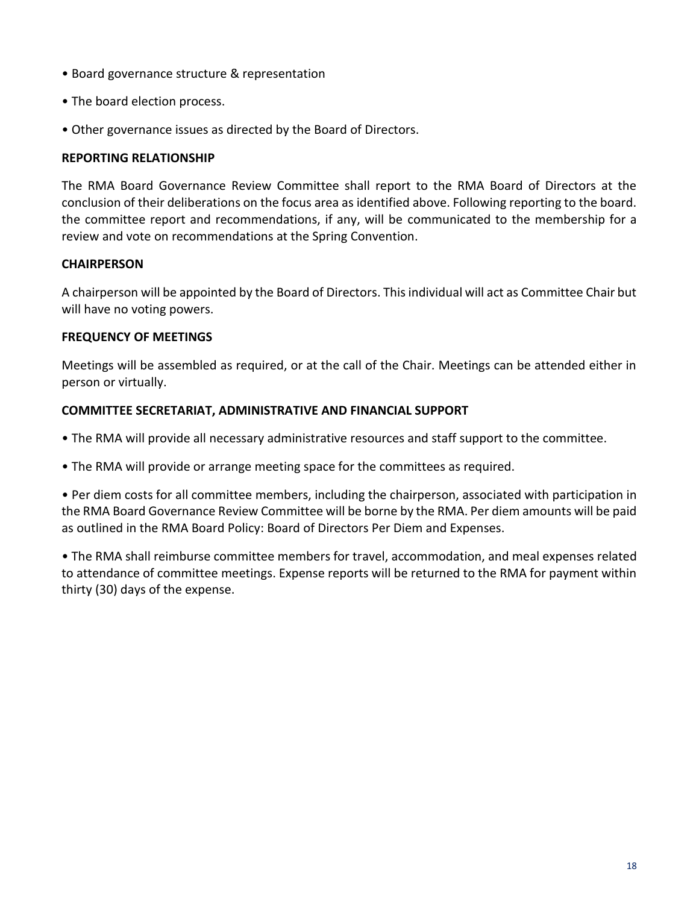- Board governance structure & representation
- The board election process.
- Other governance issues as directed by the Board of Directors.

**REPORTING RELATIONSHIP**

The RMA Board Governance Review Committee shall report to the RMA Board of Directors at the conclusion of their deliberations on the focus area as identified above. Following reporting to the board. the committee report and recommendations, if any, will be communicated to the membership for a review and vote on recommendations at the Spring Convention.

**CHAIRPERSON**

A chairperson will be appointed by the Board of Directors. This individual will act as Committee Chair but will have no voting powers.

**FREQUENCY OF MEETINGS**

Meetings will be assembled as required, or at the call of the Chair. Meetings can be attended either in person or virtually.

**COMMITTEE SECRETARIAT, ADMINISTRATIVE AND FINANCIAL SUPPORT**

- The RMA will provide all necessary administrative resources and staff support to the committee.
- The RMA will provide or arrange meeting space for the committees as required.
- Per diem costs for all committee members, including the chairperson, associated with participation in the RMA Board Governance Review Committee will be borne by the RMA. Per diem amounts will be paid as outlined in the RMA Board Policy: Board of Directors Per Diem and Expenses.
- The RMA shall reimburse committee members for travel, accommodation, and meal expenses related to attendance of committee meetings. Expense reports will be returned to the RMA for payment within thirty (30) days of the expense.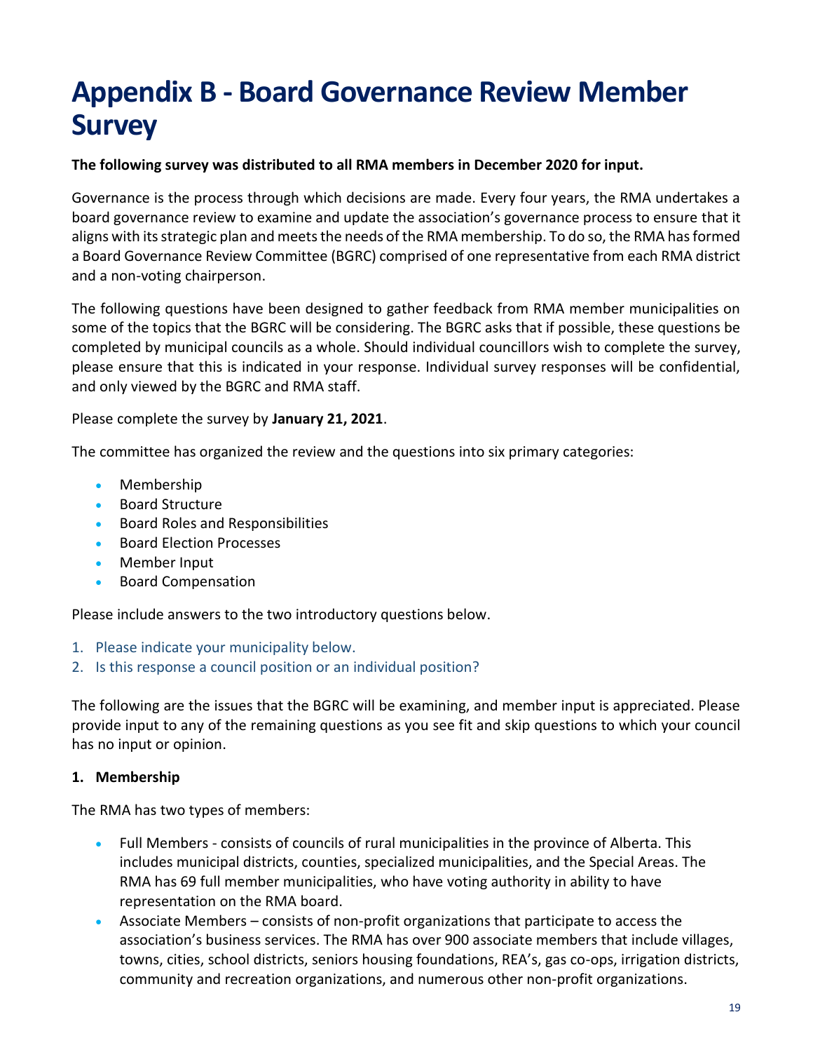# Appendix B - Board Governance Review Member Survey

**The following survey was distributed to all RMA members in December 2020 for input.**

Governance is the process through which decisions are made. Every four years, the RMA undertakes a board governance review to examine and update the association's governance process to ensure that it aligns with its strategic plan and meets the needs of the RMA membership. To do so, the RMA has formed a Board Governance Review Committee (BGRC) comprised of one representative from each RMA district and a non-voting chairperson.

The following questions have been designed to gather feedback from RMA member municipalities on some of the topics that the BGRC will be considering. The BGRC asks that if possible, these questions be completed by municipal councils as a whole. Should individual councillors wish to complete the survey, please ensure that this is indicated in your response. Individual survey responses will be confidential, and only viewed by the BGRC and RMA staff.

Please complete the survey by **January 21, 2021**.

The committee has organized the review and the questions into six primary categories:

- Membership
- Board Structure
- Board Roles and Responsibilities
- Board Election Processes
- Member Input
- Board Compensation

Please include answers to the two introductory questions below.

1. Please indicate your municipality below.
2. Is this response a council position or an individual position?

The following are the issues that the BGRC will be examining, and member input is appreciated. Please provide input to any of the remaining questions as you see fit and skip questions to which your council has no input or opinion.

### 1. Membership

The RMA has two types of members:

- Full Members - consists of councils of rural municipalities in the province of Alberta. This includes municipal districts, counties, specialized municipalities, and the Special Areas. The RMA has 69 full member municipalities, who have voting authority in ability to have representation on the RMA board.
- Associate Members – consists of non-profit organizations that participate to access the association's business services. The RMA has over 900 associate members that include villages, towns, cities, school districts, seniors housing foundations, REA's, gas co-ops, irrigation districts, community and recreation organizations, and numerous other non-profit organizations.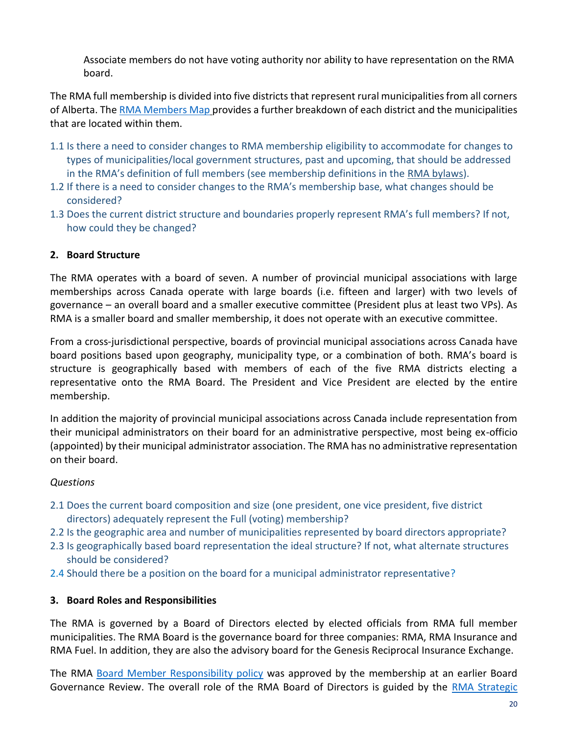Associate members do not have voting authority nor ability to have representation on the RMA board.

The RMA full membership is divided into five districts that represent rural municipalities from all corners of Alberta. The RMA Members Map provides a further breakdown of each district and the municipalities that are located within them.

1.1 Is there a need to consider changes to RMA membership eligibility to accommodate for changes to types of municipalities/local government structures, past and upcoming, that should be addressed in the RMA's definition of full members (see membership definitions in the RMA bylaws).
1.2 If there is a need to consider changes to the RMA's membership base, what changes should be considered?
1.3 Does the current district structure and boundaries properly represent RMA's full members? If not, how could they be changed?

## 2. Board Structure

The RMA operates with a board of seven. A number of provincial municipal associations with large memberships across Canada operate with large boards (i.e. fifteen and larger) with two levels of governance – an overall board and a smaller executive committee (President plus at least two VPs). As RMA is a smaller board and smaller membership, it does not operate with an executive committee.

From a cross-jurisdictional perspective, boards of provincial municipal associations across Canada have board positions based upon geography, municipality type, or a combination of both. RMA's board is structure is geographically based with members of each of the five RMA districts electing a representative onto the RMA Board. The President and Vice President are elected by the entire membership.

In addition the majority of provincial municipal associations across Canada include representation from their municipal administrators on their board for an administrative perspective, most being ex-officio (appointed) by their municipal administrator association. The RMA has no administrative representation on their board.

*Questions*

2.1 Does the current board composition and size (one president, one vice president, five district directors) adequately represent the Full (voting) membership?
2.2 Is the geographic area and number of municipalities represented by board directors appropriate?
2.3 Is geographically based board representation the ideal structure? If not, what alternate structures should be considered?
2.4 Should there be a position on the board for a municipal administrator representative?

## 3. Board Roles and Responsibilities

The RMA is governed by a Board of Directors elected by elected officials from RMA full member municipalities. The RMA Board is the governance board for three companies: RMA, RMA Insurance and RMA Fuel. In addition, they are also the advisory board for the Genesis Reciprocal Insurance Exchange.

The RMA Board Member Responsibility policy was approved by the membership at an earlier Board Governance Review. The overall role of the RMA Board of Directors is guided by the RMA Strategic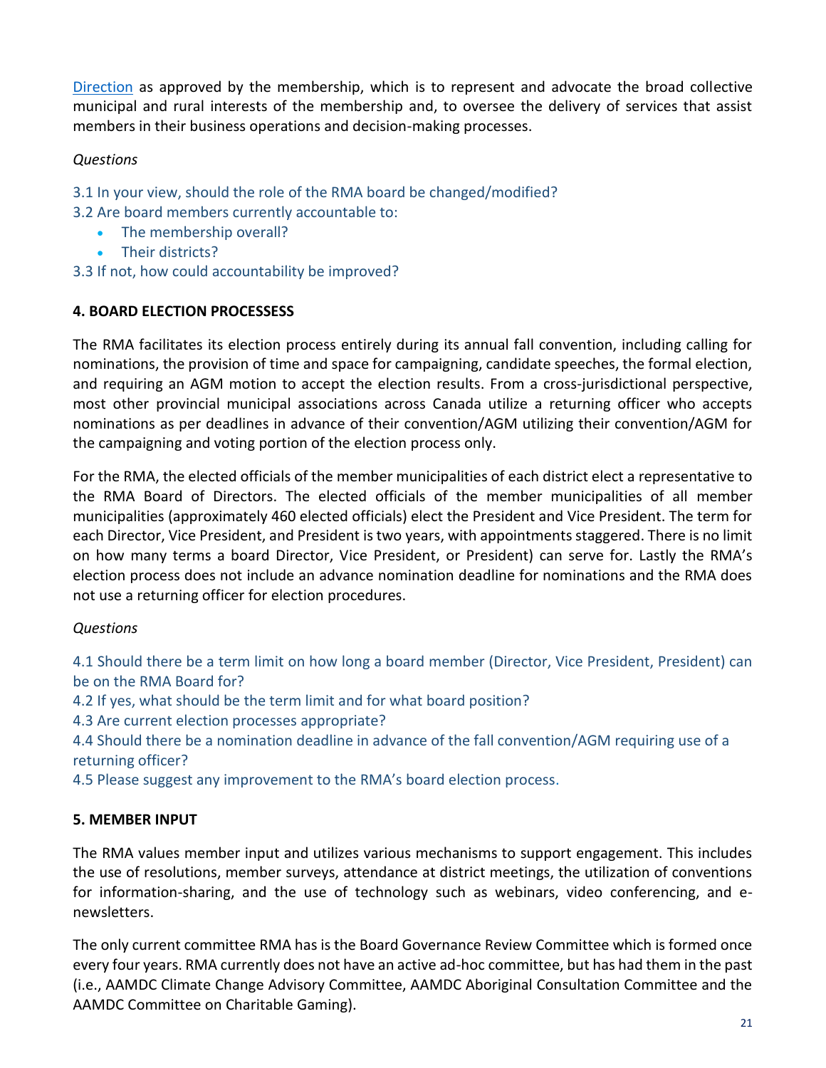[Direction](#) as approved by the membership, which is to represent and advocate the broad collective municipal and rural interests of the membership and, to oversee the delivery of services that assist members in their business operations and decision-making processes.

*Questions*

3.1 In your view, should the role of the RMA board be changed/modified?

3.2 Are board members currently accountable to:

- The membership overall?
- Their districts?

3.3 If not, how could accountability be improved?

## 4. BOARD ELECTION PROCESSESS

The RMA facilitates its election process entirely during its annual fall convention, including calling for nominations, the provision of time and space for campaigning, candidate speeches, the formal election, and requiring an AGM motion to accept the election results. From a cross-jurisdictional perspective, most other provincial municipal associations across Canada utilize a returning officer who accepts nominations as per deadlines in advance of their convention/AGM utilizing their convention/AGM for the campaigning and voting portion of the election process only.

For the RMA, the elected officials of the member municipalities of each district elect a representative to the RMA Board of Directors. The elected officials of the member municipalities of all member municipalities (approximately 460 elected officials) elect the President and Vice President. The term for each Director, Vice President, and President is two years, with appointments staggered. There is no limit on how many terms a board Director, Vice President, or President) can serve for. Lastly the RMA's election process does not include an advance nomination deadline for nominations and the RMA does not use a returning officer for election procedures.

*Questions*

4.1 Should there be a term limit on how long a board member (Director, Vice President, President) can be on the RMA Board for?

4.2 If yes, what should be the term limit and for what board position?

4.3 Are current election processes appropriate?

4.4 Should there be a nomination deadline in advance of the fall convention/AGM requiring use of a returning officer?

4.5 Please suggest any improvement to the RMA's board election process.

## 5. MEMBER INPUT

The RMA values member input and utilizes various mechanisms to support engagement. This includes the use of resolutions, member surveys, attendance at district meetings, the utilization of conventions for information-sharing, and the use of technology such as webinars, video conferencing, and e-newsletters.

The only current committee RMA has is the Board Governance Review Committee which is formed once every four years. RMA currently does not have an active ad-hoc committee, but has had them in the past (i.e., AAMDC Climate Change Advisory Committee, AAMDC Aboriginal Consultation Committee and the AAMDC Committee on Charitable Gaming).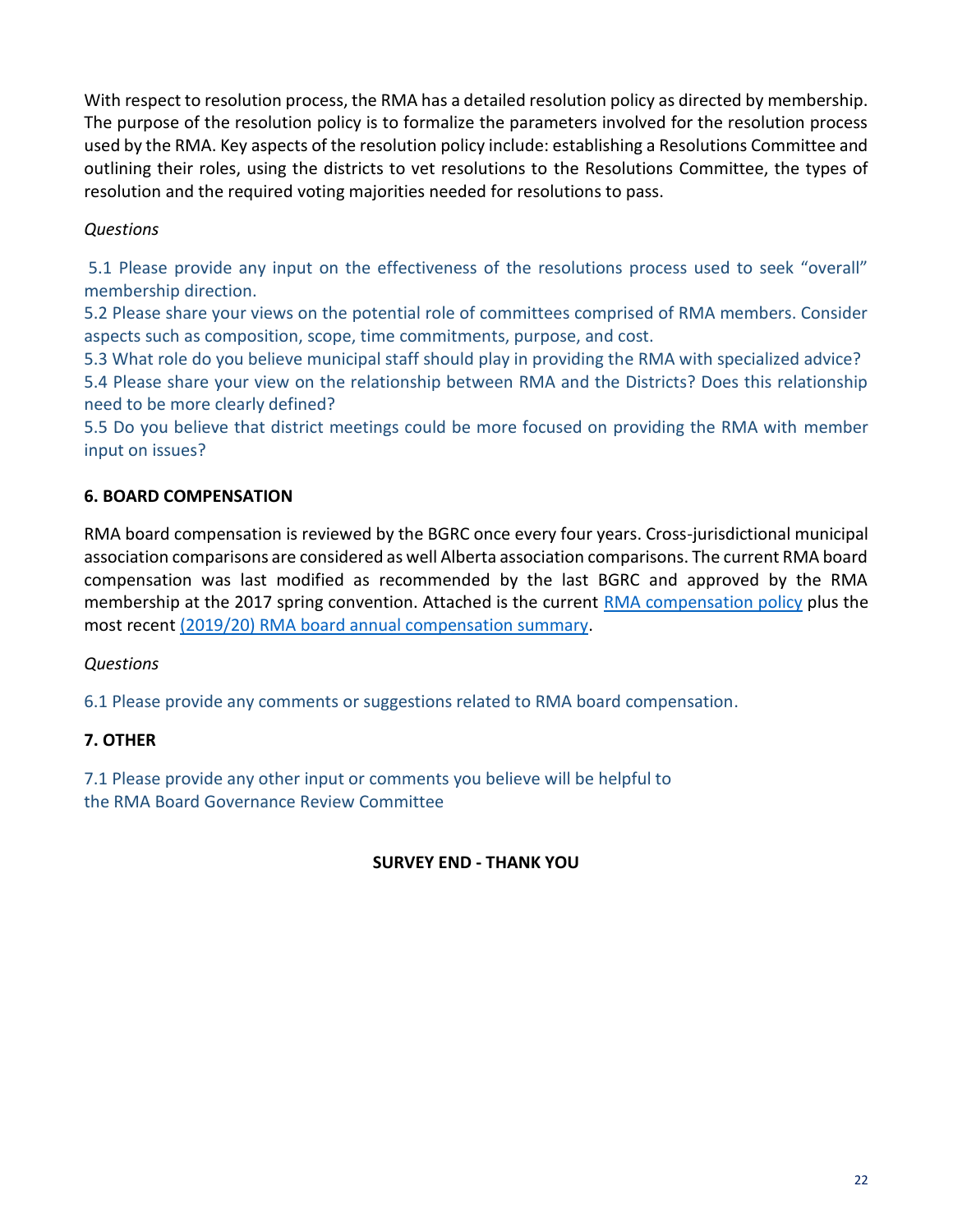With respect to resolution process, the RMA has a detailed resolution policy as directed by membership. The purpose of the resolution policy is to formalize the parameters involved for the resolution process used by the RMA. Key aspects of the resolution policy include: establishing a Resolutions Committee and outlining their roles, using the districts to vet resolutions to the Resolutions Committee, the types of resolution and the required voting majorities needed for resolutions to pass.

*Questions*

5.1 Please provide any input on the effectiveness of the resolutions process used to seek "overall" membership direction.
5.2 Please share your views on the potential role of committees comprised of RMA members. Consider aspects such as composition, scope, time commitments, purpose, and cost.
5.3 What role do you believe municipal staff should play in providing the RMA with specialized advice?
5.4 Please share your view on the relationship between RMA and the Districts? Does this relationship need to be more clearly defined?
5.5 Do you believe that district meetings could be more focused on providing the RMA with member input on issues?

## 6. BOARD COMPENSATION

RMA board compensation is reviewed by the BGRC once every four years. Cross-jurisdictional municipal association comparisons are considered as well Alberta association comparisons. The current RMA board compensation was last modified as recommended by the last BGRC and approved by the RMA membership at the 2017 spring convention. Attached is the current RMA compensation policy plus the most recent (2019/20) RMA board annual compensation summary.

*Questions*

6.1 Please provide any comments or suggestions related to RMA board compensation.

## 7. OTHER

7.1 Please provide any other input or comments you believe will be helpful to the RMA Board Governance Review Committee

**SURVEY END - THANK YOU**